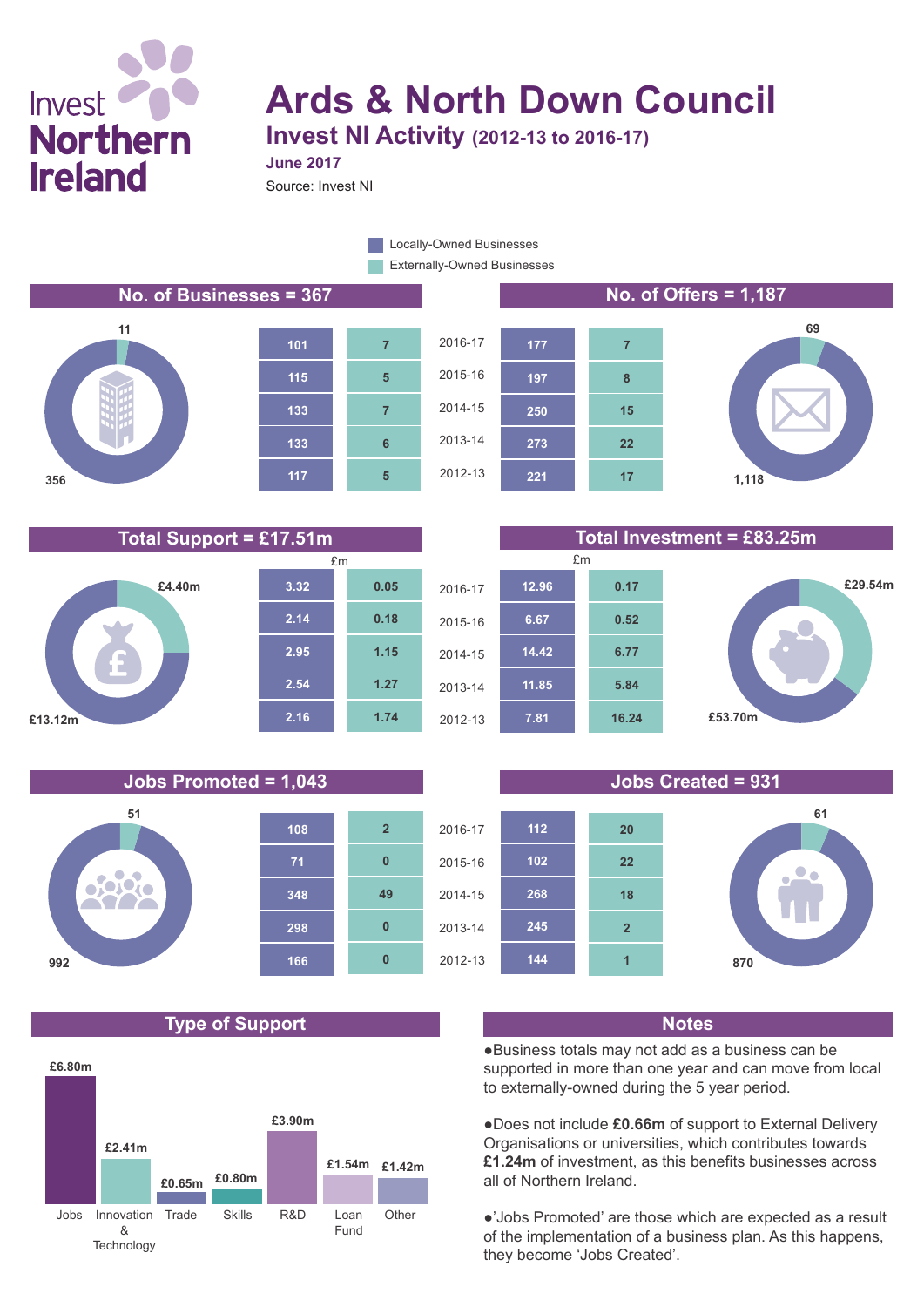Invest Northern Ireland

# Ards & North Down Council

## Invest NI Activity (2012-13 to 2016-17)

**June 2017**

Source: Invest NI

Locally-Owned Businesses
Externally-Owned Businesses

### No. of Businesses = 367

11
356

| Year | Locally-Owned | Externally-Owned |
|---|---|---|
| 2016-17 | 101 | 7 |
| 2015-16 | 115 | 5 |
| 2014-15 | 133 | 7 |
| 2013-14 | 133 | 6 |
| 2012-13 | 117 | 5 |

### No. of Offers = 1,187

69
1,118

| Year | Locally-Owned | Externally-Owned |
|---|---|---|
| 2016-17 | 177 | 7 |
| 2015-16 | 197 | 8 |
| 2014-15 | 250 | 15 |
| 2013-14 | 273 | 22 |
| 2012-13 | 221 | 17 |

### Total Support = £17.51m

£4.40m
£13.12m

| Year | Locally-Owned (£m) | Externally-Owned (£m) |
|---|---|---|
| 2016-17 | 3.32 | 0.05 |
| 2015-16 | 2.14 | 0.18 |
| 2014-15 | 2.95 | 1.15 |
| 2013-14 | 2.54 | 1.27 |
| 2012-13 | 2.16 | 1.74 |

### Total Investment = £83.25m

£29.54m
£53.70m

| Year | Locally-Owned (£m) | Externally-Owned (£m) |
|---|---|---|
| 2016-17 | 12.96 | 0.17 |
| 2015-16 | 6.67 | 0.52 |
| 2014-15 | 14.42 | 6.77 |
| 2013-14 | 11.85 | 5.84 |
| 2012-13 | 7.81 | 16.24 |

### Jobs Promoted = 1,043

51
992

| Year | Locally-Owned | Externally-Owned |
|---|---|---|
| 2016-17 | 108 | 2 |
| 2015-16 | 71 | 0 |
| 2014-15 | 348 | 49 |
| 2013-14 | 298 | 0 |
| 2012-13 | 166 | 0 |

### Jobs Created = 931

61
870

| Year | Locally-Owned | Externally-Owned |
|---|---|---|
| 2016-17 | 112 | 20 |
| 2015-16 | 102 | 22 |
| 2014-15 | 268 | 18 |
| 2013-14 | 245 | 2 |
| 2012-13 | 144 | 1 |

### Type of Support

Jobs £6.80m
Innovation & Technology £2.41m
Trade £0.65m
Skills £0.80m
R&D £3.90m
Loan Fund £1.54m
Other £1.42m

### Notes

- Business totals may not add as a business can be supported in more than one year and can move from local to externally-owned during the 5 year period.
- Does not include **£0.66m** of support to External Delivery Organisations or universities, which contributes towards **£1.24m** of investment, as this benefits businesses across all of Northern Ireland.
- 'Jobs Promoted' are those which are expected as a result of the implementation of a business plan. As this happens, they become 'Jobs Created'.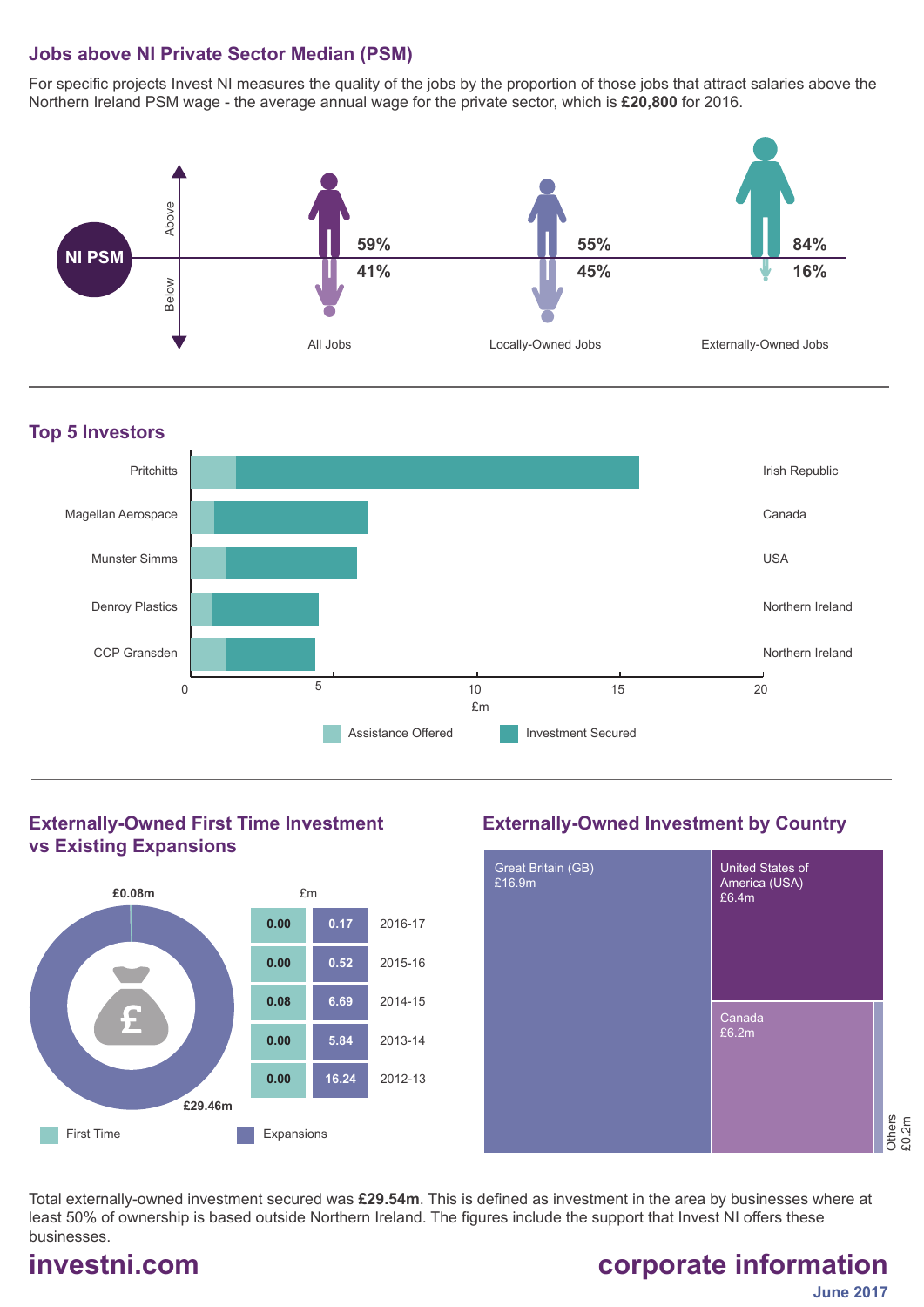## Jobs above NI Private Sector Median (PSM)

For specific projects Invest NI measures the quality of the jobs by the proportion of those jobs that attract salaries above the Northern Ireland PSM wage - the average annual wage for the private sector, which is **£20,800** for 2016.

NI PSM

Above

Below

59%
41%
All Jobs

55%
45%
Locally-Owned Jobs

84%
16%
Externally-Owned Jobs

## Top 5 Investors

Pritchitts — Irish Republic

Magellan Aerospace — Canada

Munster Simms — USA

Denroy Plastics — Northern Ireland

CCP Gransden — Northern Ireland

0 5 10 15 20

£m

Assistance Offered

Investment Secured

## Externally-Owned First Time Investment vs Existing Expansions

£0.08m

£29.46m

£m

| First Time | Expansions | |
|---|---|---|
| 0.00 | 0.17 | 2016-17 |
| 0.00 | 0.52 | 2015-16 |
| 0.08 | 6.69 | 2014-15 |
| 0.00 | 5.84 | 2013-14 |
| 0.00 | 16.24 | 2012-13 |

First Time

Expansions

## Externally-Owned Investment by Country

Great Britain (GB)
£16.9m

United States of America (USA)
£6.4m

Canada
£6.2m

Others
£0.2m

Total externally-owned investment secured was **£29.54m**. This is defined as investment in the area by businesses where at least 50% of ownership is based outside Northern Ireland. The figures include the support that Invest NI offers these businesses.

**investni.com**

**corporate information**

June 2017